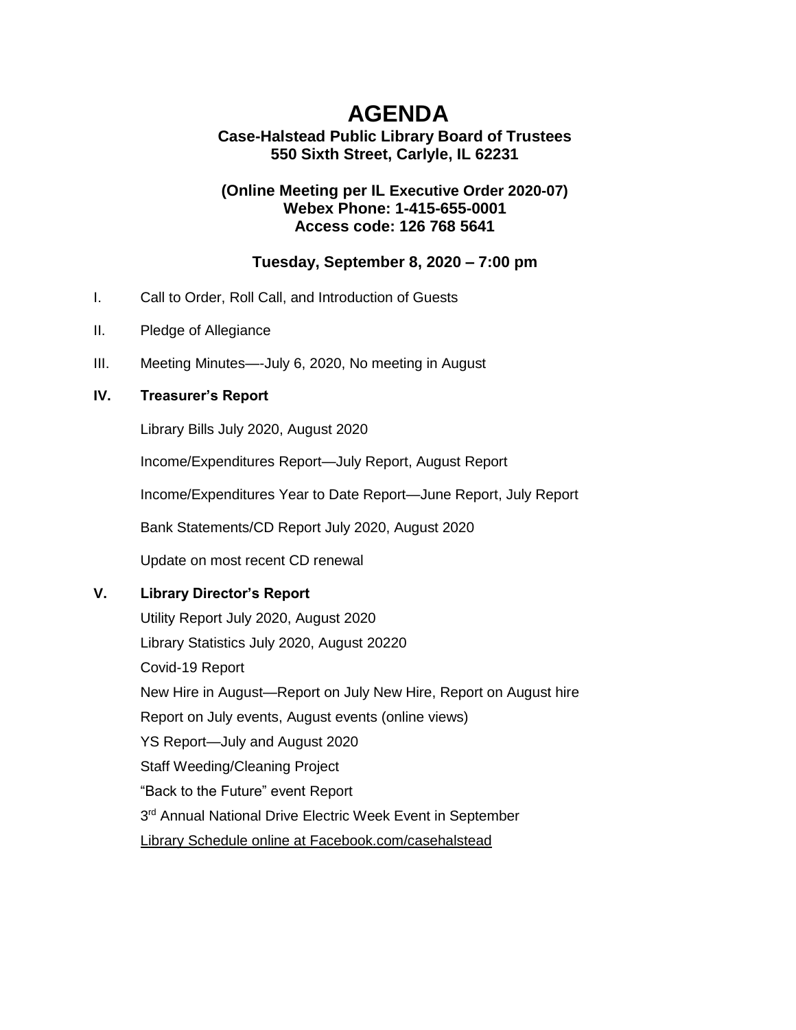# AGENDA

**Case-Halstead Public Library Board of Trustees**
**550 Sixth Street, Carlyle, IL 62231**

**(Online Meeting per IL Executive Order 2020-07)**
**Webex Phone: 1-415-655-0001**
**Access code: 126 768 5641**

**Tuesday, September 8, 2020 – 7:00 pm**

I. Call to Order, Roll Call, and Introduction of Guests

II. Pledge of Allegiance

III. Meeting Minutes—-July 6, 2020, No meeting in August

**IV. Treasurer's Report**

Library Bills July 2020, August 2020

Income/Expenditures Report—July Report, August Report

Income/Expenditures Year to Date Report—June Report, July Report

Bank Statements/CD Report July 2020, August 2020

Update on most recent CD renewal

**V. Library Director's Report**

Utility Report July 2020, August 2020

Library Statistics July 2020, August 20220

Covid-19 Report

New Hire in August—Report on July New Hire, Report on August hire

Report on July events, August events (online views)

YS Report—July and August 2020

Staff Weeding/Cleaning Project

"Back to the Future" event Report

3rd Annual National Drive Electric Week Event in September

Library Schedule online at Facebook.com/casehalstead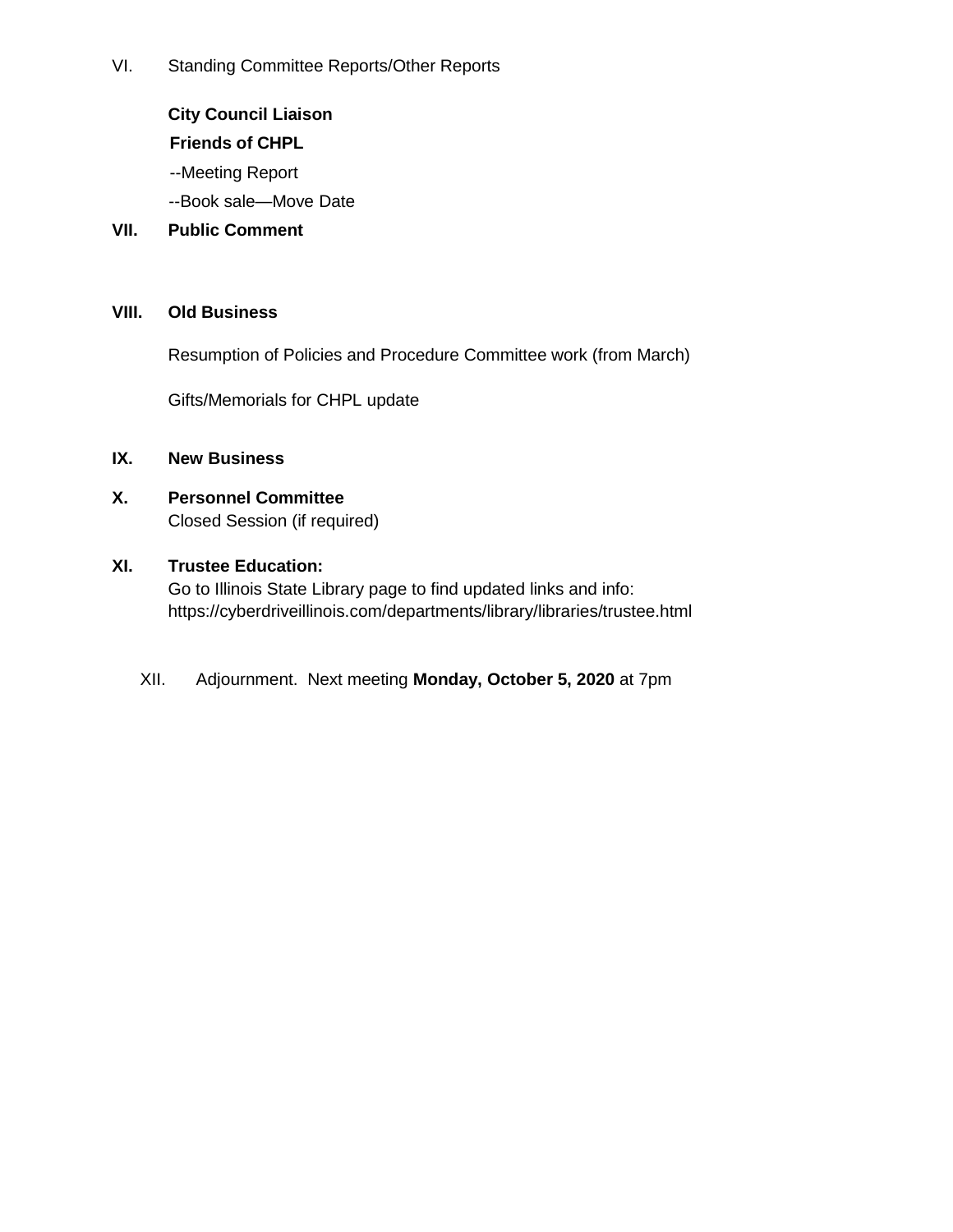VI. Standing Committee Reports/Other Reports

**City Council Liaison**

**Friends of CHPL**

--Meeting Report

--Book sale—Move Date

**VII. Public Comment**

**VIII. Old Business**

Resumption of Policies and Procedure Committee work (from March)

Gifts/Memorials for CHPL update

**IX. New Business**

**X. Personnel Committee**
Closed Session (if required)

**XI. Trustee Education:**
Go to Illinois State Library page to find updated links and info:
https://cyberdriveillinois.com/departments/library/libraries/trustee.html

XII. Adjournment. Next meeting **Monday, October 5, 2020** at 7pm